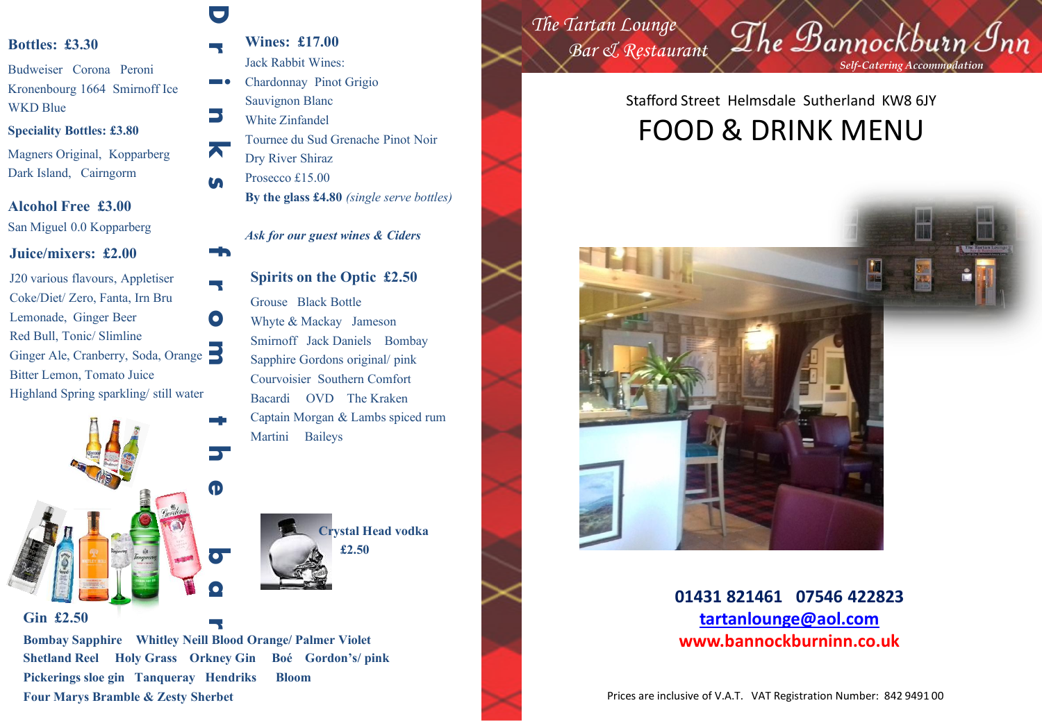Drinks from the bar

## Bottles: £3.30

Budweiser Corona Peroni
Kronenbourg 1664 Smirnoff Ice
WKD Blue

**Speciality Bottles: £3.80**

Magners Original, Kopparberg
Dark Island, Cairngorm

## Alcohol Free £3.00

San Miguel 0.0 Kopparberg

## Juice/mixers: £2.00

J20 various flavours, Appletiser
Coke/Diet/ Zero, Fanta, Irn Bru
Lemonade, Ginger Beer
Red Bull, Tonic/ Slimline
Ginger Ale, Cranberry, Soda, Orange
Bitter Lemon, Tomato Juice
Highland Spring sparkling/ still water

## Gin £2.50

**Bombay Sapphire Whitley Neill Blood Orange/ Palmer Violet**
**Shetland Reel Holy Grass Orkney Gin Boé Gordon's/ pink**
**Pickerings sloe gin Tanqueray Hendriks Bloom**
**Four Marys Bramble & Zesty Sherbet**

## Wines: £17.00

Jack Rabbit Wines:
Chardonnay Pinot Grigio
Sauvignon Blanc
White Zinfandel
Tournee du Sud Grenache Pinot Noir
Dry River Shiraz
Prosecco £15.00
**By the glass £4.80** *(single serve bottles)*

***Ask for our guest wines & Ciders***

## Spirits on the Optic £2.50

Grouse Black Bottle
Whyte & Mackay Jameson
Smirnoff Jack Daniels Bombay
Sapphire Gordons original/ pink
Courvoisier Southern Comfort
Bacardi OVD The Kraken
Captain Morgan & Lambs spiced rum
Martini Baileys

**Crystal Head vodka**
**£2.50**

*The Tartan Lounge*
*Bar & Restaurant*

# The Bannockburn Inn

*Self-Catering Accommodation*

Stafford Street Helmsdale Sutherland KW8 6JY

# FOOD & DRINK MENU

**01431 821461 07546 422823**
**tartanlounge@aol.com**
**www.bannockburninn.co.uk**

Prices are inclusive of V.A.T. VAT Registration Number: 842 9491 00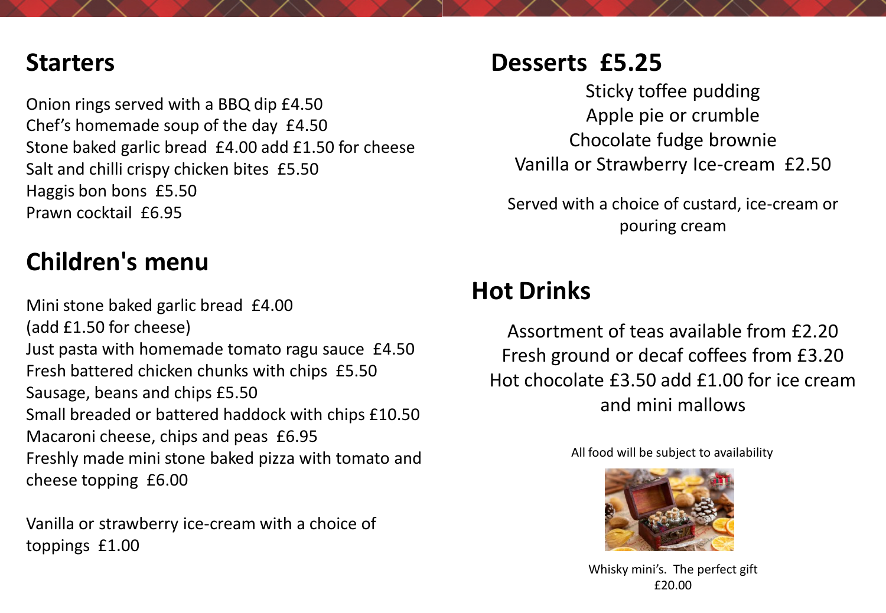## Starters

Onion rings served with a BBQ dip £4.50
Chef's homemade soup of the day £4.50
Stone baked garlic bread £4.00 add £1.50 for cheese
Salt and chilli crispy chicken bites £5.50
Haggis bon bons £5.50
Prawn cocktail £6.95

## Children's menu

Mini stone baked garlic bread £4.00
(add £1.50 for cheese)
Just pasta with homemade tomato ragu sauce £4.50
Fresh battered chicken chunks with chips £5.50
Sausage, beans and chips £5.50
Small breaded or battered haddock with chips £10.50
Macaroni cheese, chips and peas £6.95
Freshly made mini stone baked pizza with tomato and cheese topping £6.00

Vanilla or strawberry ice-cream with a choice of toppings £1.00

## Desserts £5.25

Sticky toffee pudding
Apple pie or crumble
Chocolate fudge brownie
Vanilla or Strawberry Ice-cream £2.50

Served with a choice of custard, ice-cream or pouring cream

## Hot Drinks

Assortment of teas available from £2.20
Fresh ground or decaf coffees from £3.20
Hot chocolate £3.50 add £1.00 for ice cream and mini mallows

All food will be subject to availability

Whisky mini's. The perfect gift
£20.00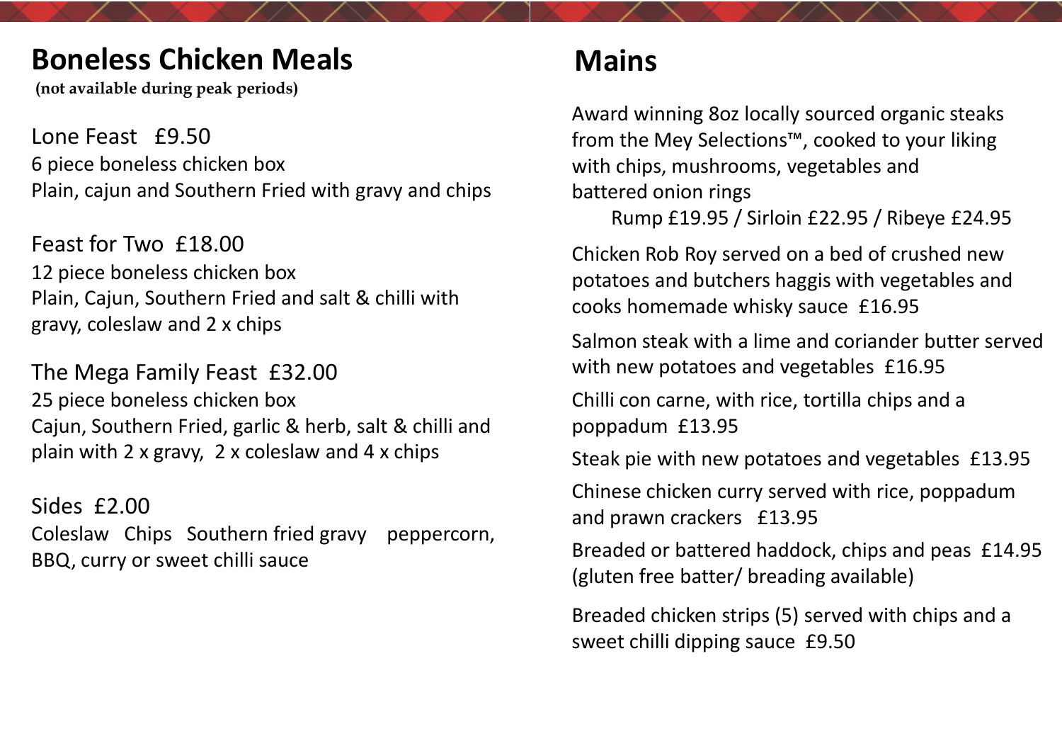## Boneless Chicken Meals

**(not available during peak periods)**

Lone Feast £9.50
6 piece boneless chicken box
Plain, cajun and Southern Fried with gravy and chips

Feast for Two £18.00
12 piece boneless chicken box
Plain, Cajun, Southern Fried and salt & chilli with gravy, coleslaw and 2 x chips

The Mega Family Feast £32.00
25 piece boneless chicken box
Cajun, Southern Fried, garlic & herb, salt & chilli and plain with 2 x gravy, 2 x coleslaw and 4 x chips

Sides £2.00
Coleslaw Chips Southern fried gravy peppercorn, BBQ, curry or sweet chilli sauce

## Mains

Award winning 8oz locally sourced organic steaks from the Mey Selections™, cooked to your liking with chips, mushrooms, vegetables and battered onion rings
Rump £19.95 / Sirloin £22.95 / Ribeye £24.95

Chicken Rob Roy served on a bed of crushed new potatoes and butchers haggis with vegetables and cooks homemade whisky sauce £16.95

Salmon steak with a lime and coriander butter served with new potatoes and vegetables £16.95

Chilli con carne, with rice, tortilla chips and a poppadum £13.95

Steak pie with new potatoes and vegetables £13.95

Chinese chicken curry served with rice, poppadum and prawn crackers £13.95

Breaded or battered haddock, chips and peas £14.95
(gluten free batter/ breading available)

Breaded chicken strips (5) served with chips and a sweet chilli dipping sauce £9.50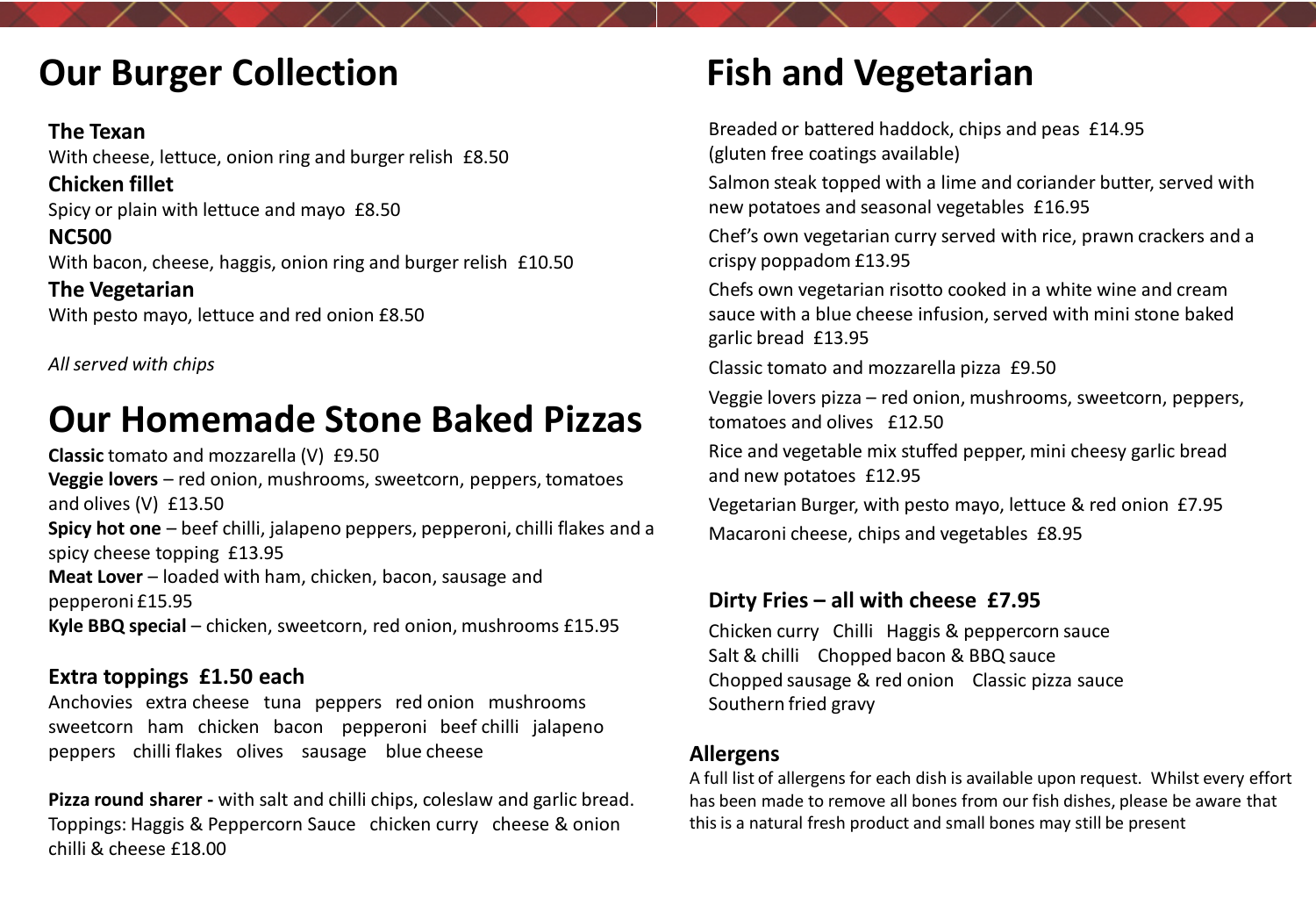## Our Burger Collection

**The Texan**
With cheese, lettuce, onion ring and burger relish £8.50

**Chicken fillet**
Spicy or plain with lettuce and mayo £8.50

**NC500**
With bacon, cheese, haggis, onion ring and burger relish £10.50

**The Vegetarian**
With pesto mayo, lettuce and red onion £8.50

*All served with chips*

## Our Homemade Stone Baked Pizzas

**Classic** tomato and mozzarella (V) £9.50
**Veggie lovers** – red onion, mushrooms, sweetcorn, peppers, tomatoes and olives (V) £13.50
**Spicy hot one** – beef chilli, jalapeno peppers, pepperoni, chilli flakes and a spicy cheese topping £13.95
**Meat Lover** – loaded with ham, chicken, bacon, sausage and pepperoni £15.95
**Kyle BBQ special** – chicken, sweetcorn, red onion, mushrooms £15.95

### Extra toppings £1.50 each

Anchovies extra cheese tuna peppers red onion mushrooms sweetcorn ham chicken bacon pepperoni beef chilli jalapeno peppers chilli flakes olives sausage blue cheese

**Pizza round sharer -** with salt and chilli chips, coleslaw and garlic bread. Toppings: Haggis & Peppercorn Sauce chicken curry cheese & onion chilli & cheese £18.00

## Fish and Vegetarian

Breaded or battered haddock, chips and peas £14.95 (gluten free coatings available)

Salmon steak topped with a lime and coriander butter, served with new potatoes and seasonal vegetables £16.95

Chef's own vegetarian curry served with rice, prawn crackers and a crispy poppadom £13.95

Chefs own vegetarian risotto cooked in a white wine and cream sauce with a blue cheese infusion, served with mini stone baked garlic bread £13.95

Classic tomato and mozzarella pizza £9.50

Veggie lovers pizza – red onion, mushrooms, sweetcorn, peppers, tomatoes and olives £12.50

Rice and vegetable mix stuffed pepper, mini cheesy garlic bread and new potatoes £12.95

Vegetarian Burger, with pesto mayo, lettuce & red onion £7.95

Macaroni cheese, chips and vegetables £8.95

### Dirty Fries – all with cheese £7.95

Chicken curry Chilli Haggis & peppercorn sauce
Salt & chilli Chopped bacon & BBQ sauce
Chopped sausage & red onion Classic pizza sauce
Southern fried gravy

### Allergens

A full list of allergens for each dish is available upon request. Whilst every effort has been made to remove all bones from our fish dishes, please be aware that this is a natural fresh product and small bones may still be present